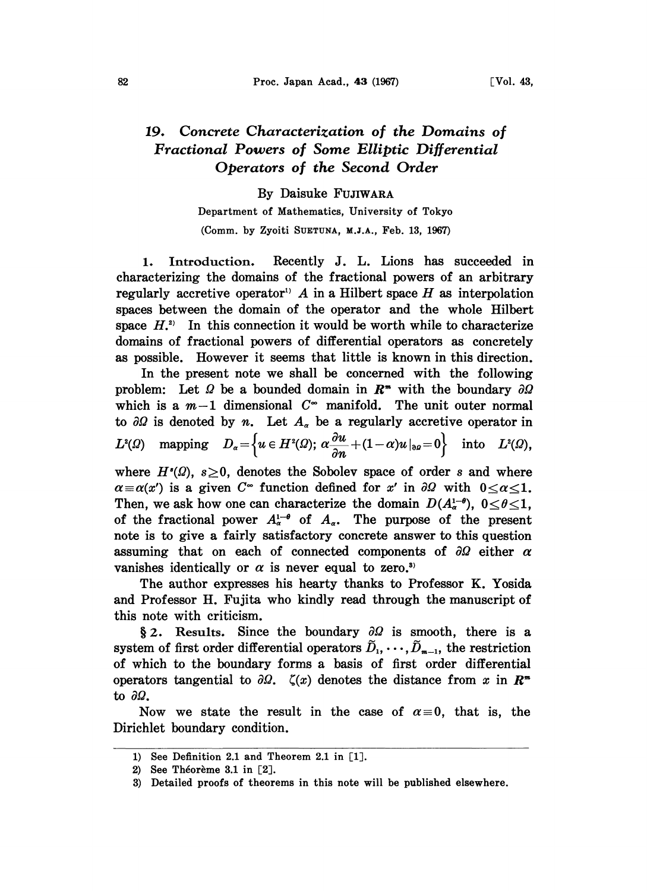# 19. Concrete Characterization of the Domains of Fractional Powers of Some Elliptic Differential Operators of the Second Order

By Daisuke FUJIWARA

Department of Mathematics, University of Tokyo

(Comm. by Zyoiti SUETUNA, M.J.A., Feb. 13, 1967)

1. **Introduction.** Recently J. L. Lions has succeeded in characterizing the domains of the fractional powers of an arbitrary regularly accretive operator[1] $A$ in a Hilbert space $H$ as interpolation spaces between the domain of the operator and the whole Hilbert space $H$.[2] In this connection it would be worth while to characterize domains of fractional powers of differential operators as concretely as possible. However it seems that little is known in this direction.

In the present note we shall be concerned with the following problem: Let $\Omega$ be a bounded domain in $R^m$ with the boundary $\partial\Omega$ which is a $m-1$ dimensional $C^\infty$ manifold. The unit outer normal to $\partial\Omega$ is denoted by $n$. Let $A_\alpha$ be a regularly accretive operator in $L^2(\Omega)$ mapping $D_\alpha=\left\{u\in H^2(\Omega);\ \alpha\frac{\partial u}{\partial n}+(1-\alpha)u|_{\partial\Omega}=0\right\}$ into $L^2(\Omega)$, where $H^s(\Omega)$, $s\geq 0$, denotes the Sobolev space of order $s$ and where $\alpha\equiv\alpha(x')$ is a given $C^\infty$ function defined for $x'$ in $\partial\Omega$ with $0\leq\alpha\leq 1$. Then, we ask how one can characterize the domain $D(A_\alpha^{1-\theta})$, $0\leq\theta\leq 1$, of the fractional power $A_\alpha^{1-\theta}$ of $A_\alpha$. The purpose of the present note is to give a fairly satisfactory concrete answer to this question assuming that on each of connected components of $\partial\Omega$ either $\alpha$ vanishes identically or $\alpha$ is never equal to zero.[3]

The author expresses his hearty thanks to Professor K. Yosida and Professor H. Fujita who kindly read through the manuscript of this note with criticism.

§ 2. **Results.** Since the boundary $\partial\Omega$ is smooth, there is a system of first order differential operators $\tilde{D}_1,\cdots,\tilde{D}_{m-1}$, the restriction of which to the boundary forms a basis of first order differential operators tangential to $\partial\Omega$. $\zeta(x)$ denotes the distance from $x$ in $R^m$ to $\partial\Omega$.

Now we state the result in the case of $\alpha\equiv 0$, that is, the Dirichlet boundary condition.

---

1) See Definition 2.1 and Theorem 2.1 in [1].

2) See Théorème 3.1 in [2].

3) Detailed proofs of theorems in this note will be published elsewhere.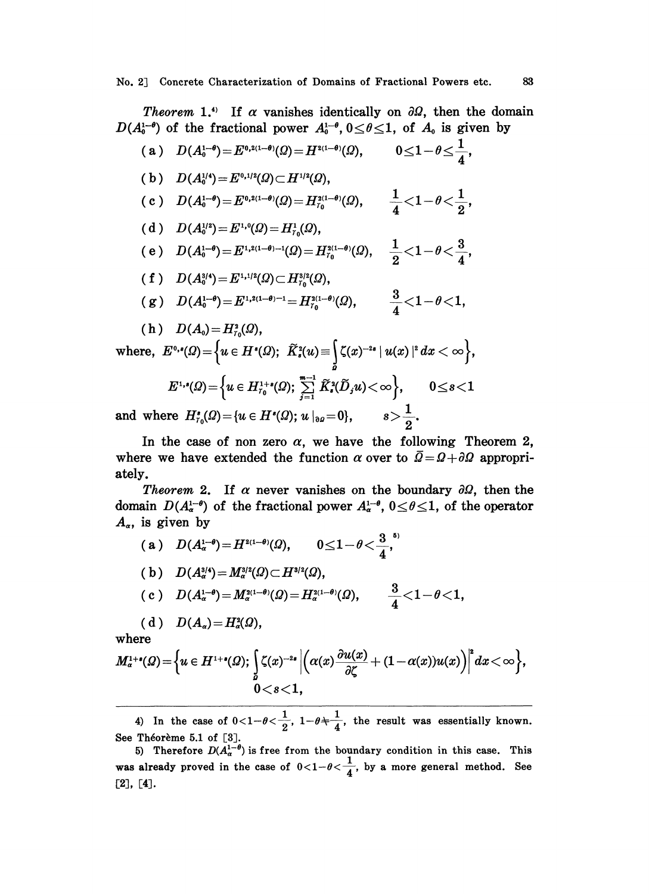*Theorem* 1.[4] If $\alpha$ vanishes identically on $\partial\Omega$, then the domain $D(A_0^{1-\theta})$ of the fractional power $A_0^{1-\theta}$, $0\leq\theta\leq 1$, of $A_0$ is given by

(a) $D(A_0^{1-\theta})=E^{0,2(1-\theta)}(\Omega)=H^{2(1-\theta)}(\Omega), \qquad 0\leq 1-\theta\leq\frac{1}{4},$

(b) $D(A_0^{1/4})=E^{0,1/2}(\Omega)\subset H^{1/2}(\Omega),$

(c) $D(A_0^{1-\theta})=E^{0,2(1-\theta)}(\Omega)=H_{\gamma_0}^{2(1-\theta)}(\Omega), \qquad \frac{1}{4}<1-\theta<\frac{1}{2},$

(d) $D(A_0^{1/2})=E^{1,0}(\Omega)=H_{\gamma_0}^{1}(\Omega),$

(e) $D(A_0^{1-\theta})=E^{1,2(1-\theta)-1}(\Omega)=H_{\gamma_0}^{2(1-\theta)}(\Omega), \qquad \frac{1}{2}<1-\theta<\frac{3}{4},$

(f) $D(A_0^{3/4})=E^{1,1/2}(\Omega)\subset H_{\gamma_0}^{3/2}(\Omega),$

(g) $D(A_0^{1-\theta})=E^{1,2(1-\theta)-1}=H_{\gamma_0}^{2(1-\theta)}(\Omega), \qquad \frac{3}{4}<1-\theta<1,$

(h) $D(A_0)=H_{\gamma_0}^{2}(\Omega),$

where, $E^{0,s}(\Omega)=\left\{u\in H^s(\Omega);\ \tilde{K}_s^2(u)\equiv\int_\Omega \zeta(x)^{-2s}\,|u(x)|^2\,dx<\infty\right\},$

$$E^{1,s}(\Omega)=\left\{u\in H_{\gamma_0}^{1+s}(\Omega);\ \sum_{j=1}^{m-1}\tilde{K}_s^2(\tilde{D}_j u)<\infty\right\}, \qquad 0\leq s<1$$

and where $H_{\gamma_0}^s(\Omega)=\{u\in H^s(\Omega);\ u|_{\partial\Omega}=0\}, \qquad s>\frac{1}{2}.$

In the case of non zero $\alpha$, we have the following Theorem 2, where we have extended the function $\alpha$ over to $\bar{\Omega}=\Omega+\partial\Omega$ appropriately.

*Theorem* 2. If $\alpha$ never vanishes on the boundary $\partial\Omega$, then the domain $D(A_\alpha^{1-\theta})$ of the fractional power $A_\alpha^{1-\theta}$, $0\leq\theta\leq 1$, of the operator $A_\alpha$, is given by

(a) $D(A_\alpha^{1-\theta})=H^{2(1-\theta)}(\Omega), \qquad 0\leq 1-\theta<\frac{3}{4},$[5]

(b) $D(A_\alpha^{3/4})=M_\alpha^{3/2}(\Omega)\subset H^{3/2}(\Omega),$

(c) $D(A_\alpha^{1-\theta})=M_\alpha^{2(1-\theta)}(\Omega)=H_\alpha^{2(1-\theta)}(\Omega), \qquad \frac{3}{4}<1-\theta<1,$

(d) $D(A_\alpha)=H_\alpha^2(\Omega),$

where

$$M_\alpha^{1+s}(\Omega)=\left\{u\in H^{1+s}(\Omega);\ \int_\Omega \zeta(x)^{-2s}\left|\left(\alpha(x)\frac{\partial u(x)}{\partial\zeta}+(1-\alpha(x))u(x)\right)\right|^2 dx<\infty\right\},$$
$$0<s<1,$$

---

4) In the case of $0<1-\theta<\frac{1}{2}$, $1-\theta\neq\frac{1}{4}$, the result was essentially known. See Théorème 5.1 of [3].

5) Therefore $D(A_\alpha^{1-\theta})$ is free from the boundary condition in this case. This was already proved in the case of $0<1-\theta<\frac{1}{4}$, by a more general method. See [2], [4].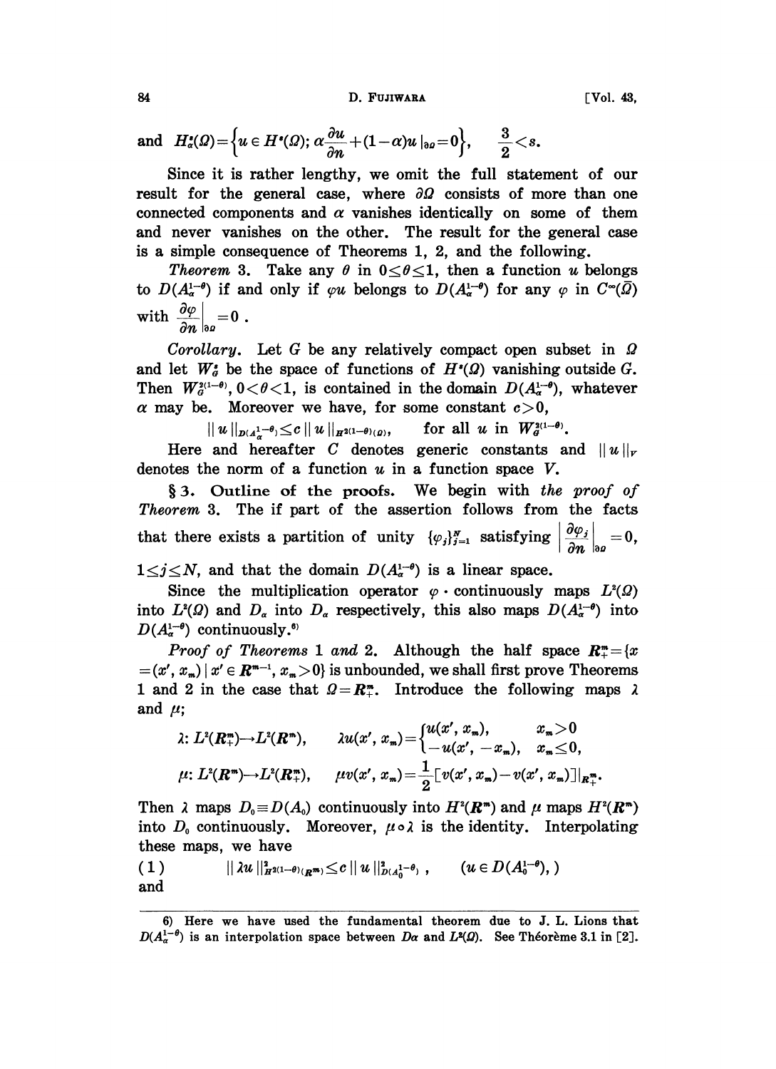and $H^s_\alpha(\Omega)=\left\{u\in H^s(\Omega);\ \alpha\frac{\partial u}{\partial n}+(1-\alpha)u\,|_{\partial\Omega}=0\right\},\qquad \frac{3}{2}<s.$

Since it is rather lengthy, we omit the full statement of our result for the general case, where $\partial\Omega$ consists of more than one connected components and $\alpha$ vanishes identically on some of them and never vanishes on the other. The result for the general case is a simple consequence of Theorems 1, 2, and the following.

*Theorem* 3. Take any $\theta$ in $0\le\theta\le 1$, then a function $u$ belongs to $D(A_\alpha^{1-\theta})$ if and only if $\varphi u$ belongs to $D(A_\alpha^{1-\theta})$ for any $\varphi$ in $C^\infty(\bar\Omega)$ with $\left.\frac{\partial\varphi}{\partial n}\right|_{\partial\Omega}=0$.

*Corollary*. Let $G$ be any relatively compact open subset in $\Omega$ and let $W^s_G$ be the space of functions of $H^s(\Omega)$ vanishing outside $G$. Then $W_G^{2(1-\theta)}$, $0<\theta<1$, is contained in the domain $D(A_\alpha^{1-\theta})$, whatever $\alpha$ may be. Moreover we have, for some constant $c>0$,

$$\|u\|_{D(A_\alpha^{1-\theta})}\le c\,\|u\|_{H^{2(1-\theta)}(\Omega)},\qquad \text{for all } u \text{ in } W_G^{2(1-\theta)}.$$

Here and hereafter $C$ denotes generic constants and $\|u\|_V$ denotes the norm of a function $u$ in a function space $V$.

**§ 3. Outline of the proofs.** We begin with *the proof of Theorem* 3. The if part of the assertion follows from the facts that there exists a partition of unity $\{\varphi_j\}_{j=1}^N$ satisfying $\left|\frac{\partial\varphi_j}{\partial n}\right|_{\partial\Omega}=0$, $1\le j\le N$, and that the domain $D(A_\alpha^{1-\theta})$ is a linear space.

Since the multiplication operator $\varphi\cdot$ continuously maps $L^2(\Omega)$ into $L^2(\Omega)$ and $D_\alpha$ into $D_\alpha$ respectively, this also maps $D(A_\alpha^{1-\theta})$ into $D(A_\alpha^{1-\theta})$ continuously.[6]

*Proof of Theorems* 1 *and* 2. Although the half space $\boldsymbol{R}^m_+=\{x=(x',x_m)\mid x'\in\boldsymbol{R}^{m-1},\ x_m>0\}$ is unbounded, we shall first prove Theorems 1 and 2 in the case that $\Omega=\boldsymbol{R}^m_+$. Introduce the following maps $\lambda$ and $\mu$;

$$\lambda\colon L^2(\boldsymbol{R}^m_+)\to L^2(\boldsymbol{R}^m),\qquad \lambda u(x',x_m)=\begin{cases}u(x',x_m), & x_m>0\\ -u(x',-x_m), & x_m\le 0,\end{cases}$$

$$\mu\colon L^2(\boldsymbol{R}^m)\to L^2(\boldsymbol{R}^m_+),\qquad \mu v(x',x_m)=\frac{1}{2}[v(x',x_m)-v(x',-x_m)]|_{\boldsymbol{R}^m_+}.$$

Then $\lambda$ maps $D_0\equiv D(A_0)$ continuously into $H^2(\boldsymbol{R}^m)$ and $\mu$ maps $H^2(\boldsymbol{R}^m)$ into $D_0$ continuously. Moreover, $\mu\circ\lambda$ is the identity. Interpolating these maps, we have

$$(1)\qquad \|\lambda u\|^2_{H^{2(1-\theta)}(\boldsymbol{R}^m)}\le c\,\|u\|^2_{D(A_0^{1-\theta})},\qquad (u\in D(A_0^{1-\theta}),)$$

and

---

6) Here we have used the fundamental theorem due to J. L. Lions that $D(A_\alpha^{1-\theta})$ is an interpolation space between $D\alpha$ and $L^2(\Omega)$. See Théorème 3.1 in [2].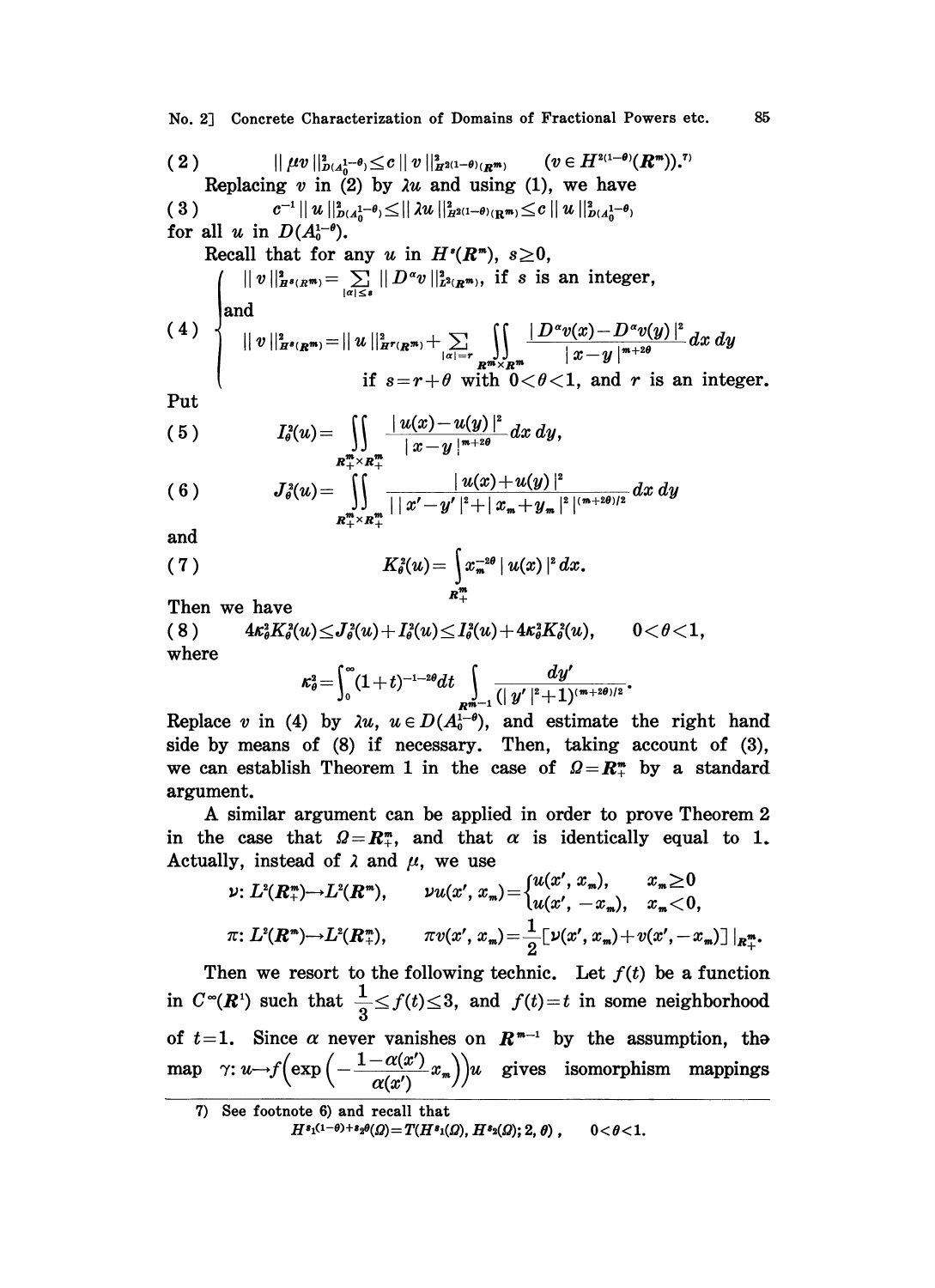$$(2) \qquad \| \mu v \|^2_{D(A_0^{1-\theta})} \leq c \| v \|^2_{H^{2(1-\theta)}(\boldsymbol{R}^m)} \qquad (v \in H^{2(1-\theta)}(\boldsymbol{R}^m)).^{7)}$$

Replacing $v$ in (2) by $\lambda u$ and using (1), we have

$$(3) \qquad c^{-1} \| u \|^2_{D(A_0^{1-\theta})} \leq \| \lambda u \|^2_{H^{2(1-\theta)}(\boldsymbol{R}^m)} \leq c \| u \|^2_{D(A_0^{1-\theta})}$$

for all $u$ in $D(A_0^{1-\theta})$.

Recall that for any $u$ in $H^s(\boldsymbol{R}^m)$, $s \geq 0$,

$$(4) \qquad \begin{cases} \| v \|^2_{H^s(\boldsymbol{R}^m)} = \sum_{|\alpha| \leq s} \| D^\alpha v \|^2_{L^2(\boldsymbol{R}^m)}, \text{ if } s \text{ is an integer,} \\ \text{and} \\ \| v \|^2_{H^s(\boldsymbol{R}^m)} = \| u \|^2_{H^r(\boldsymbol{R}^m)} + \sum_{|\alpha| = r} \iint_{\boldsymbol{R}^m \times \boldsymbol{R}^m} \dfrac{|D^\alpha v(x) - D^\alpha v(y)|^2}{|x-y|^{m+2\theta}} dx\, dy \\ \qquad \text{if } s = r + \theta \text{ with } 0 < \theta < 1, \text{ and } r \text{ is an integer.} \end{cases}$$

Put

$$(5) \qquad I_\theta^2(u) = \iint_{\boldsymbol{R}_+^m \times \boldsymbol{R}_+^m} \frac{|u(x) - u(y)|^2}{|x-y|^{m+2\theta}} dx\, dy,$$

$$(6) \qquad J_\theta^2(u) = \iint_{\boldsymbol{R}_+^m \times \boldsymbol{R}_+^m} \frac{|u(x) + u(y)|^2}{| |x' - y'|^2 + |x_m + y_m|^2 |^{(m+2\theta)/2}} dx\, dy$$

and

$$(7) \qquad K_\theta^2(u) = \int_{\boldsymbol{R}_+^m} x_m^{-2\theta} |u(x)|^2 dx.$$

Then we have

$$(8) \qquad 4\kappa_\theta^2 K_\theta^2(u) \leq J_\theta^2(u) + I_\theta^2(u) \leq I_\theta^2(u) + 4\kappa_\theta^2 K_\theta^2(u), \qquad 0 < \theta < 1,$$

where

$$\kappa_\theta^2 = \int_0^\infty (1+t)^{-1-2\theta} dt \int_{\boldsymbol{R}^{m-1}} \frac{dy'}{(|y'|^2 + 1)^{(m+2\theta)/2}}.$$

Replace $v$ in (4) by $\lambda u$, $u \in D(A_0^{1-\theta})$, and estimate the right hand side by means of (8) if necessary. Then, taking account of (3), we can establish Theorem 1 in the case of $\Omega = \boldsymbol{R}_+^m$ by a standard argument.

A similar argument can be applied in order to prove Theorem 2 in the case that $\Omega = \boldsymbol{R}_+^m$, and that $\alpha$ is identically equal to 1. Actually, instead of $\lambda$ and $\mu$, we use

$$\nu: L^2(\boldsymbol{R}_+^m) \to L^2(\boldsymbol{R}^m), \qquad \nu u(x', x_m) = \begin{cases} u(x', x_m), & x_m \geq 0 \\ u(x', -x_m), & x_m < 0, \end{cases}$$

$$\pi: L^2(\boldsymbol{R}^m) \to L^2(\boldsymbol{R}_+^m), \qquad \pi v(x', x_m) = \frac{1}{2}[\nu(x', x_m) + v(x', -x_m)]\,|_{\boldsymbol{R}_+^m}.$$

Then we resort to the following technic. Let $f(t)$ be a function in $C^\infty(\boldsymbol{R}^1)$ such that $\frac{1}{3} \leq f(t) \leq 3$, and $f(t) = t$ in some neighborhood of $t = 1$. Since $\alpha$ never vanishes on $\boldsymbol{R}^{m-1}$ by the assumption, the map $\gamma: u \to f\left(\exp\left(-\frac{1-\alpha(x')}{\alpha(x')} x_m\right)\right) u$ gives isomorphism mappings

---

7) See footnote 6) and recall that

$$H^{s_1(1-\theta)+s_2\theta}(\Omega) = T(H^{s_1}(\Omega), H^{s_2}(\Omega); 2, \theta), \qquad 0 < \theta < 1.$$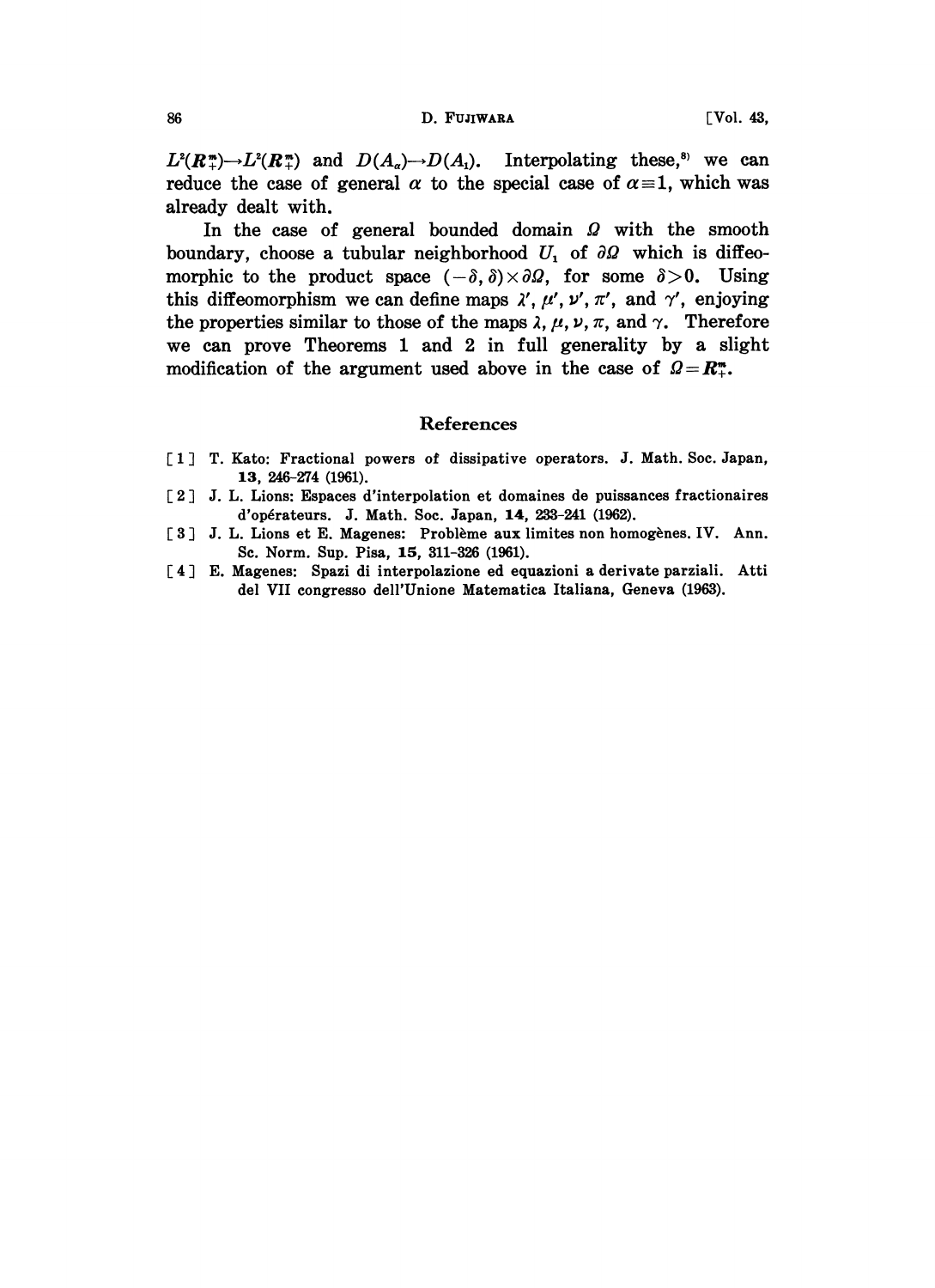$L^2(\boldsymbol{R}^m_+) \to L^2(\boldsymbol{R}^m_+)$ and $D(A_\alpha) \to D(A_1)$. Interpolating these,[8] we can reduce the case of general $\alpha$ to the special case of $\alpha \equiv 1$, which was already dealt with.

In the case of general bounded domain $\Omega$ with the smooth boundary, choose a tubular neighborhood $U_1$ of $\partial\Omega$ which is diffeomorphic to the product space $(-\delta, \delta) \times \partial\Omega$, for some $\delta > 0$. Using this diffeomorphism we can define maps $\lambda'$, $\mu'$, $\nu'$, $\pi'$, and $\gamma'$, enjoying the properties similar to those of the maps $\lambda$, $\mu$, $\nu$, $\pi$, and $\gamma$. Therefore we can prove Theorems 1 and 2 in full generality by a slight modification of the argument used above in the case of $\Omega = \boldsymbol{R}^m_+$.

## References

[1] T. Kato: Fractional powers of dissipative operators. J. Math. Soc. Japan, **13**, 246–274 (1961).

[2] J. L. Lions: Espaces d'interpolation et domaines de puissances fractionaires d'opérateurs. J. Math. Soc. Japan, **14**, 233–241 (1962).

[3] J. L. Lions et E. Magenes: Problème aux limites non homogènes. IV. Ann. Sc. Norm. Sup. Pisa, **15**, 311–326 (1961).

[4] E. Magenes: Spazi di interpolazione ed equazioni a derivate parziali. Atti del VII congresso dell'Unione Matematica Italiana, Geneva (1963).